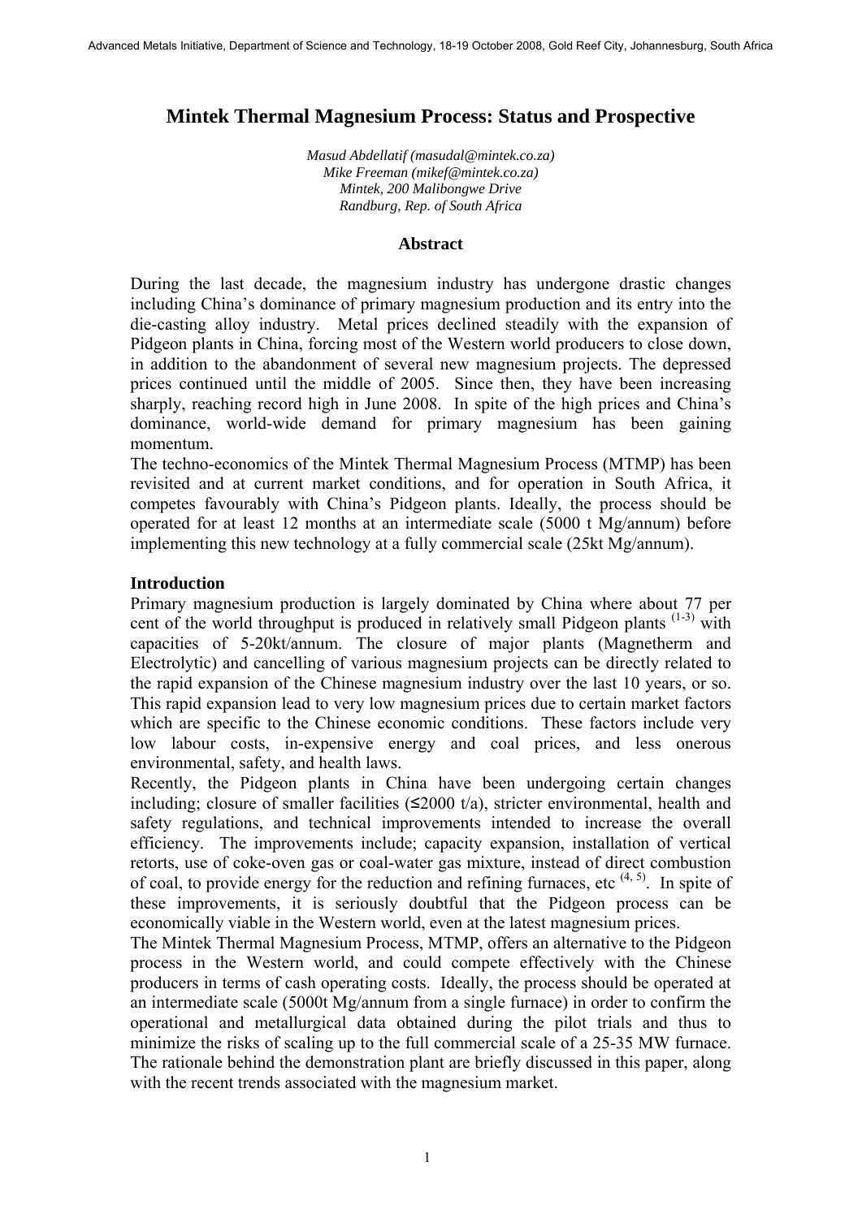# Mintek Thermal Magnesium Process: Status and Prospective

*Masud Abdellatif (masudal@mintek.co.za)*
*Mike Freeman (mikef@mintek.co.za)*
*Mintek, 200 Malibongwe Drive*
*Randburg, Rep. of South Africa*

## Abstract

During the last decade, the magnesium industry has undergone drastic changes including China's dominance of primary magnesium production and its entry into the die-casting alloy industry. Metal prices declined steadily with the expansion of Pidgeon plants in China, forcing most of the Western world producers to close down, in addition to the abandonment of several new magnesium projects. The depressed prices continued until the middle of 2005. Since then, they have been increasing sharply, reaching record high in June 2008. In spite of the high prices and China's dominance, world-wide demand for primary magnesium has been gaining momentum.

The techno-economics of the Mintek Thermal Magnesium Process (MTMP) has been revisited and at current market conditions, and for operation in South Africa, it competes favourably with China's Pidgeon plants. Ideally, the process should be operated for at least 12 months at an intermediate scale (5000 t Mg/annum) before implementing this new technology at a fully commercial scale (25kt Mg/annum).

## Introduction

Primary magnesium production is largely dominated by China where about 77 per cent of the world throughput is produced in relatively small Pidgeon plants [1-3] with capacities of 5-20kt/annum. The closure of major plants (Magnetherm and Electrolytic) and cancelling of various magnesium projects can be directly related to the rapid expansion of the Chinese magnesium industry over the last 10 years, or so. This rapid expansion lead to very low magnesium prices due to certain market factors which are specific to the Chinese economic conditions. These factors include very low labour costs, in-expensive energy and coal prices, and less onerous environmental, safety, and health laws.

Recently, the Pidgeon plants in China have been undergoing certain changes including; closure of smaller facilities (≤2000 t/a), stricter environmental, health and safety regulations, and technical improvements intended to increase the overall efficiency. The improvements include; capacity expansion, installation of vertical retorts, use of coke-oven gas or coal-water gas mixture, instead of direct combustion of coal, to provide energy for the reduction and refining furnaces, etc [4, 5]. In spite of these improvements, it is seriously doubtful that the Pidgeon process can be economically viable in the Western world, even at the latest magnesium prices.

The Mintek Thermal Magnesium Process, MTMP, offers an alternative to the Pidgeon process in the Western world, and could compete effectively with the Chinese producers in terms of cash operating costs. Ideally, the process should be operated at an intermediate scale (5000t Mg/annum from a single furnace) in order to confirm the operational and metallurgical data obtained during the pilot trials and thus to minimize the risks of scaling up to the full commercial scale of a 25-35 MW furnace. The rationale behind the demonstration plant are briefly discussed in this paper, along with the recent trends associated with the magnesium market.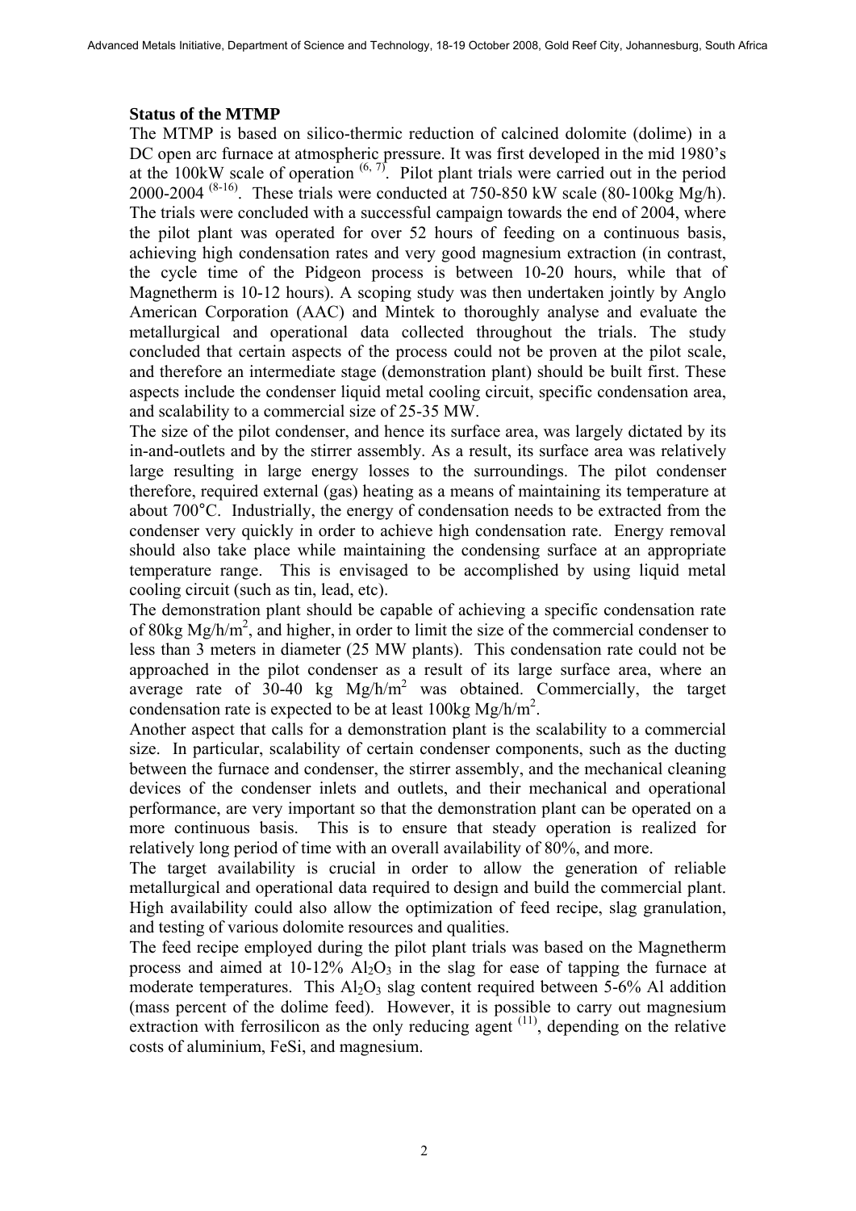**Status of the MTMP**

The MTMP is based on silico-thermic reduction of calcined dolomite (dolime) in a DC open arc furnace at atmospheric pressure. It was first developed in the mid 1980's at the 100kW scale of operation [6, 7]. Pilot plant trials were carried out in the period 2000-2004 [8-16]. These trials were conducted at 750-850 kW scale (80-100kg Mg/h). The trials were concluded with a successful campaign towards the end of 2004, where the pilot plant was operated for over 52 hours of feeding on a continuous basis, achieving high condensation rates and very good magnesium extraction (in contrast, the cycle time of the Pidgeon process is between 10-20 hours, while that of Magnetherm is 10-12 hours). A scoping study was then undertaken jointly by Anglo American Corporation (AAC) and Mintek to thoroughly analyse and evaluate the metallurgical and operational data collected throughout the trials. The study concluded that certain aspects of the process could not be proven at the pilot scale, and therefore an intermediate stage (demonstration plant) should be built first. These aspects include the condenser liquid metal cooling circuit, specific condensation area, and scalability to a commercial size of 25-35 MW.

The size of the pilot condenser, and hence its surface area, was largely dictated by its in-and-outlets and by the stirrer assembly. As a result, its surface area was relatively large resulting in large energy losses to the surroundings. The pilot condenser therefore, required external (gas) heating as a means of maintaining its temperature at about 700°C. Industrially, the energy of condensation needs to be extracted from the condenser very quickly in order to achieve high condensation rate. Energy removal should also take place while maintaining the condensing surface at an appropriate temperature range. This is envisaged to be accomplished by using liquid metal cooling circuit (such as tin, lead, etc).

The demonstration plant should be capable of achieving a specific condensation rate of 80kg Mg/h/m$^2$, and higher, in order to limit the size of the commercial condenser to less than 3 meters in diameter (25 MW plants). This condensation rate could not be approached in the pilot condenser as a result of its large surface area, where an average rate of 30-40 kg Mg/h/m$^2$ was obtained. Commercially, the target condensation rate is expected to be at least 100kg Mg/h/m$^2$.

Another aspect that calls for a demonstration plant is the scalability to a commercial size. In particular, scalability of certain condenser components, such as the ducting between the furnace and condenser, the stirrer assembly, and the mechanical cleaning devices of the condenser inlets and outlets, and their mechanical and operational performance, are very important so that the demonstration plant can be operated on a more continuous basis. This is to ensure that steady operation is realized for relatively long period of time with an overall availability of 80%, and more.

The target availability is crucial in order to allow the generation of reliable metallurgical and operational data required to design and build the commercial plant. High availability could also allow the optimization of feed recipe, slag granulation, and testing of various dolomite resources and qualities.

The feed recipe employed during the pilot plant trials was based on the Magnetherm process and aimed at 10-12% $Al_2O_3$ in the slag for ease of tapping the furnace at moderate temperatures. This $Al_2O_3$ slag content required between 5-6% Al addition (mass percent of the dolime feed). However, it is possible to carry out magnesium extraction with ferrosilicon as the only reducing agent [11], depending on the relative costs of aluminium, FeSi, and magnesium.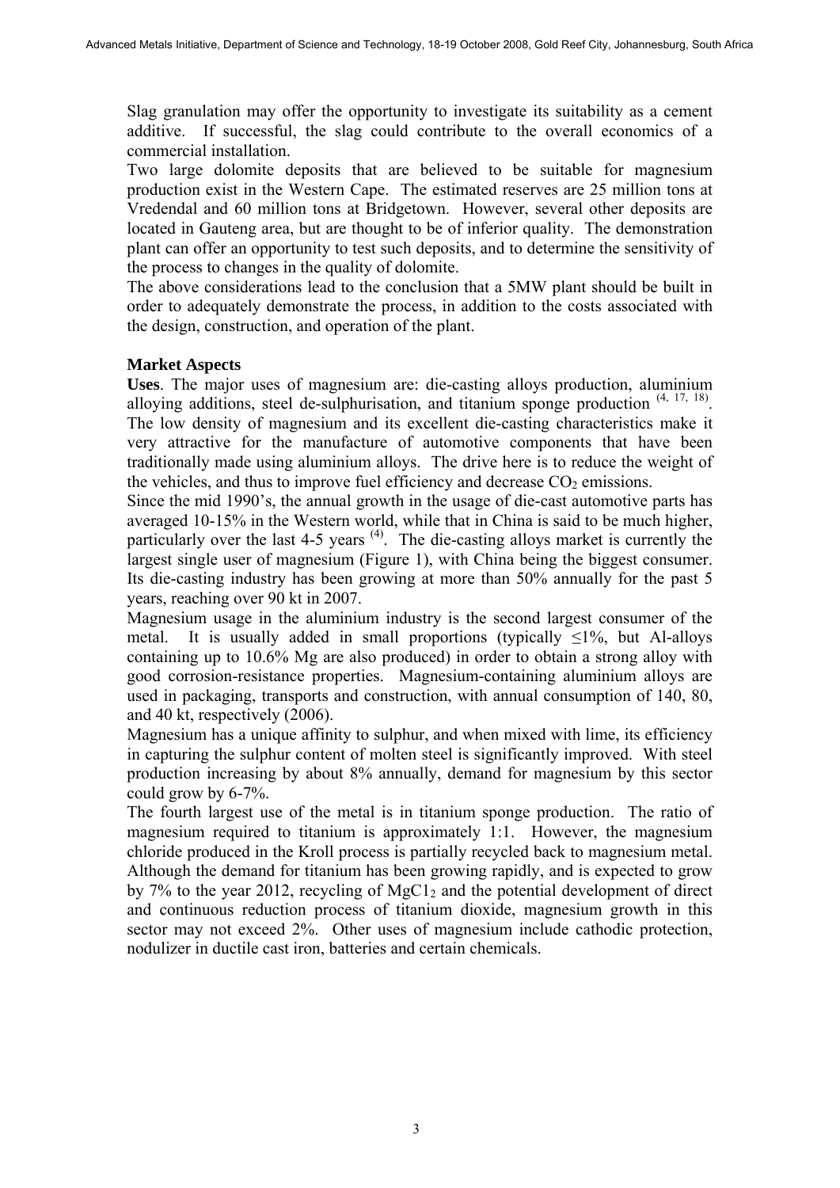Slag granulation may offer the opportunity to investigate its suitability as a cement additive. If successful, the slag could contribute to the overall economics of a commercial installation.

Two large dolomite deposits that are believed to be suitable for magnesium production exist in the Western Cape. The estimated reserves are 25 million tons at Vredendal and 60 million tons at Bridgetown. However, several other deposits are located in Gauteng area, but are thought to be of inferior quality. The demonstration plant can offer an opportunity to test such deposits, and to determine the sensitivity of the process to changes in the quality of dolomite.

The above considerations lead to the conclusion that a 5MW plant should be built in order to adequately demonstrate the process, in addition to the costs associated with the design, construction, and operation of the plant.

## Market Aspects

**Uses**. The major uses of magnesium are: die-casting alloys production, aluminium alloying additions, steel de-sulphurisation, and titanium sponge production [4, 17, 18]. The low density of magnesium and its excellent die-casting characteristics make it very attractive for the manufacture of automotive components that have been traditionally made using aluminium alloys. The drive here is to reduce the weight of the vehicles, and thus to improve fuel efficiency and decrease $CO_2$ emissions.

Since the mid 1990's, the annual growth in the usage of die-cast automotive parts has averaged 10-15% in the Western world, while that in China is said to be much higher, particularly over the last 4-5 years [4]. The die-casting alloys market is currently the largest single user of magnesium (Figure 1), with China being the biggest consumer. Its die-casting industry has been growing at more than 50% annually for the past 5 years, reaching over 90 kt in 2007.

Magnesium usage in the aluminium industry is the second largest consumer of the metal. It is usually added in small proportions (typically $\leq$1%, but Al-alloys containing up to 10.6% Mg are also produced) in order to obtain a strong alloy with good corrosion-resistance properties. Magnesium-containing aluminium alloys are used in packaging, transports and construction, with annual consumption of 140, 80, and 40 kt, respectively (2006).

Magnesium has a unique affinity to sulphur, and when mixed with lime, its efficiency in capturing the sulphur content of molten steel is significantly improved. With steel production increasing by about 8% annually, demand for magnesium by this sector could grow by 6-7%.

The fourth largest use of the metal is in titanium sponge production. The ratio of magnesium required to titanium is approximately 1:1. However, the magnesium chloride produced in the Kroll process is partially recycled back to magnesium metal. Although the demand for titanium has been growing rapidly, and is expected to grow by 7% to the year 2012, recycling of $MgCl_2$ and the potential development of direct and continuous reduction process of titanium dioxide, magnesium growth in this sector may not exceed 2%. Other uses of magnesium include cathodic protection, nodulizer in ductile cast iron, batteries and certain chemicals.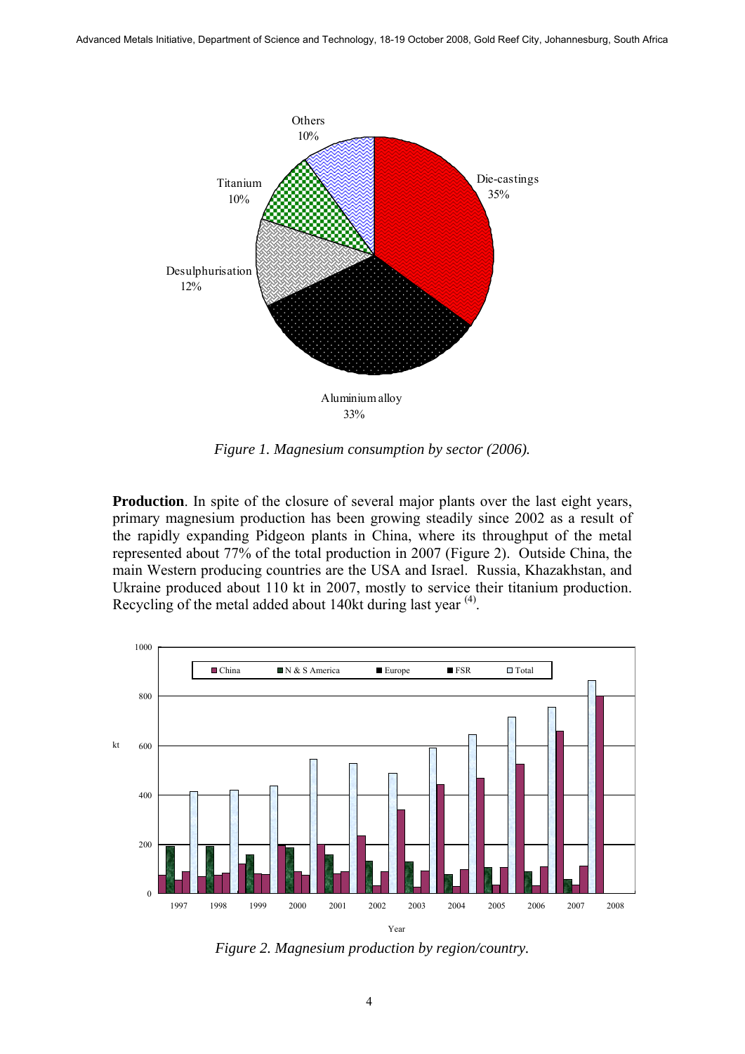*Figure 1. Magnesium consumption by sector (2006).*

**Production**. In spite of the closure of several major plants over the last eight years, primary magnesium production has been growing steadily since 2002 as a result of the rapidly expanding Pidgeon plants in China, where its throughput of the metal represented about 77% of the total production in 2007 (Figure 2). Outside China, the main Western producing countries are the USA and Israel. Russia, Khazakhstan, and Ukraine produced about 110 kt in 2007, mostly to service their titanium production. Recycling of the metal added about 140kt during last year [(4)].

*Figure 2. Magnesium production by region/country.*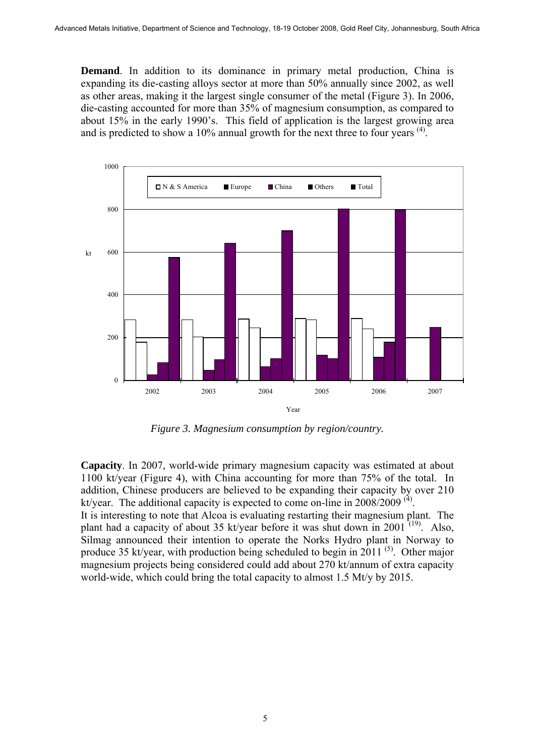**Demand**. In addition to its dominance in primary metal production, China is expanding its die-casting alloys sector at more than 50% annually since 2002, as well as other areas, making it the largest single consumer of the metal (Figure 3). In 2006, die-casting accounted for more than 35% of magnesium consumption, as compared to about 15% in the early 1990's. This field of application is the largest growing area and is predicted to show a 10% annual growth for the next three to four years [(4)].

*Figure 3. Magnesium consumption by region/country.*

**Capacity**. In 2007, world-wide primary magnesium capacity was estimated at about 1100 kt/year (Figure 4), with China accounting for more than 75% of the total. In addition, Chinese producers are believed to be expanding their capacity by over 210 kt/year. The additional capacity is expected to come on-line in 2008/2009 [(4)].

It is interesting to note that Alcoa is evaluating restarting their magnesium plant. The plant had a capacity of about 35 kt/year before it was shut down in 2001 [(19)]. Also, Silmag announced their intention to operate the Norks Hydro plant in Norway to produce 35 kt/year, with production being scheduled to begin in 2011 [(5)]. Other major magnesium projects being considered could add about 270 kt/annum of extra capacity world-wide, which could bring the total capacity to almost 1.5 Mt/y by 2015.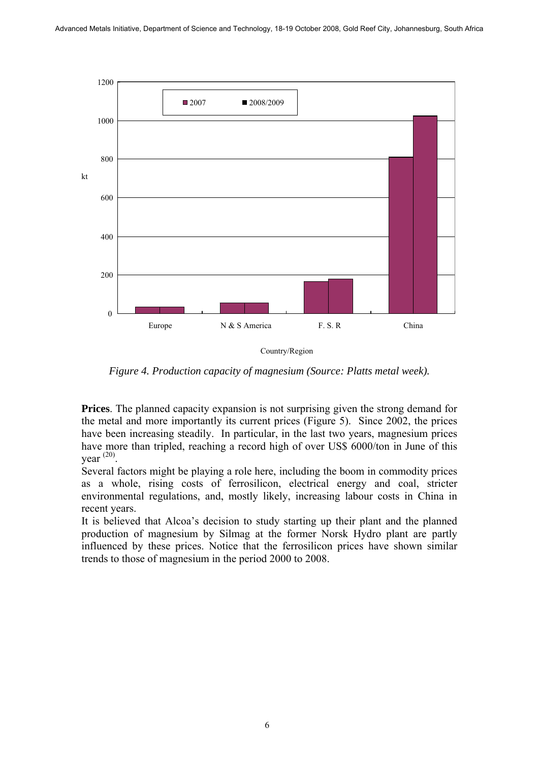*Figure 4. Production capacity of magnesium (Source: Platts metal week).*

**Prices**. The planned capacity expansion is not surprising given the strong demand for the metal and more importantly its current prices (Figure 5). Since 2002, the prices have been increasing steadily. In particular, in the last two years, magnesium prices have more than tripled, reaching a record high of over US$ 6000/ton in June of this year [20].

Several factors might be playing a role here, including the boom in commodity prices as a whole, rising costs of ferrosilicon, electrical energy and coal, stricter environmental regulations, and, mostly likely, increasing labour costs in China in recent years.

It is believed that Alcoa's decision to study starting up their plant and the planned production of magnesium by Silmag at the former Norsk Hydro plant are partly influenced by these prices. Notice that the ferrosilicon prices have shown similar trends to those of magnesium in the period 2000 to 2008.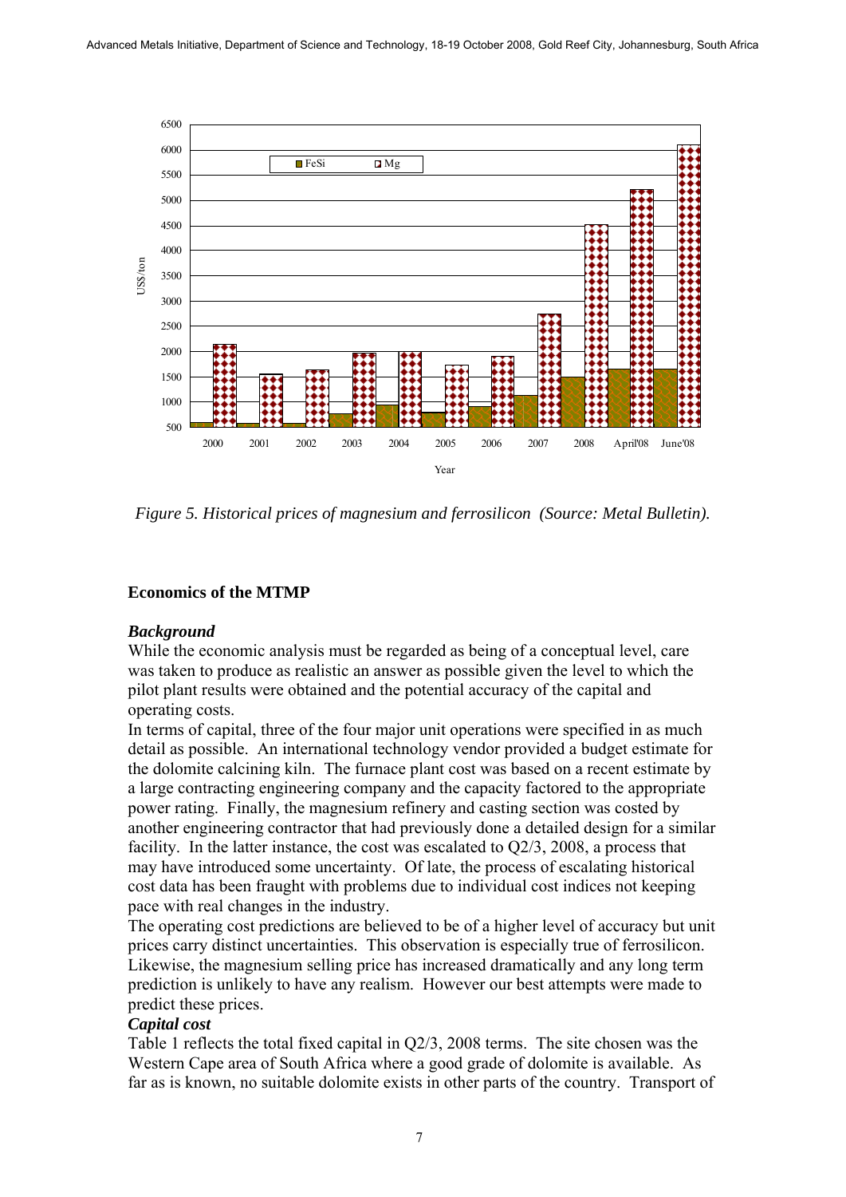*Figure 5. Historical prices of magnesium and ferrosilicon (Source: Metal Bulletin).*

## Economics of the MTMP

### *Background*

While the economic analysis must be regarded as being of a conceptual level, care was taken to produce as realistic an answer as possible given the level to which the pilot plant results were obtained and the potential accuracy of the capital and operating costs.

In terms of capital, three of the four major unit operations were specified in as much detail as possible. An international technology vendor provided a budget estimate for the dolomite calcining kiln. The furnace plant cost was based on a recent estimate by a large contracting engineering company and the capacity factored to the appropriate power rating. Finally, the magnesium refinery and casting section was costed by another engineering contractor that had previously done a detailed design for a similar facility. In the latter instance, the cost was escalated to Q2/3, 2008, a process that may have introduced some uncertainty. Of late, the process of escalating historical cost data has been fraught with problems due to individual cost indices not keeping pace with real changes in the industry.

The operating cost predictions are believed to be of a higher level of accuracy but unit prices carry distinct uncertainties. This observation is especially true of ferrosilicon. Likewise, the magnesium selling price has increased dramatically and any long term prediction is unlikely to have any realism. However our best attempts were made to predict these prices.

### *Capital cost*

Table 1 reflects the total fixed capital in Q2/3, 2008 terms. The site chosen was the Western Cape area of South Africa where a good grade of dolomite is available. As far as is known, no suitable dolomite exists in other parts of the country. Transport of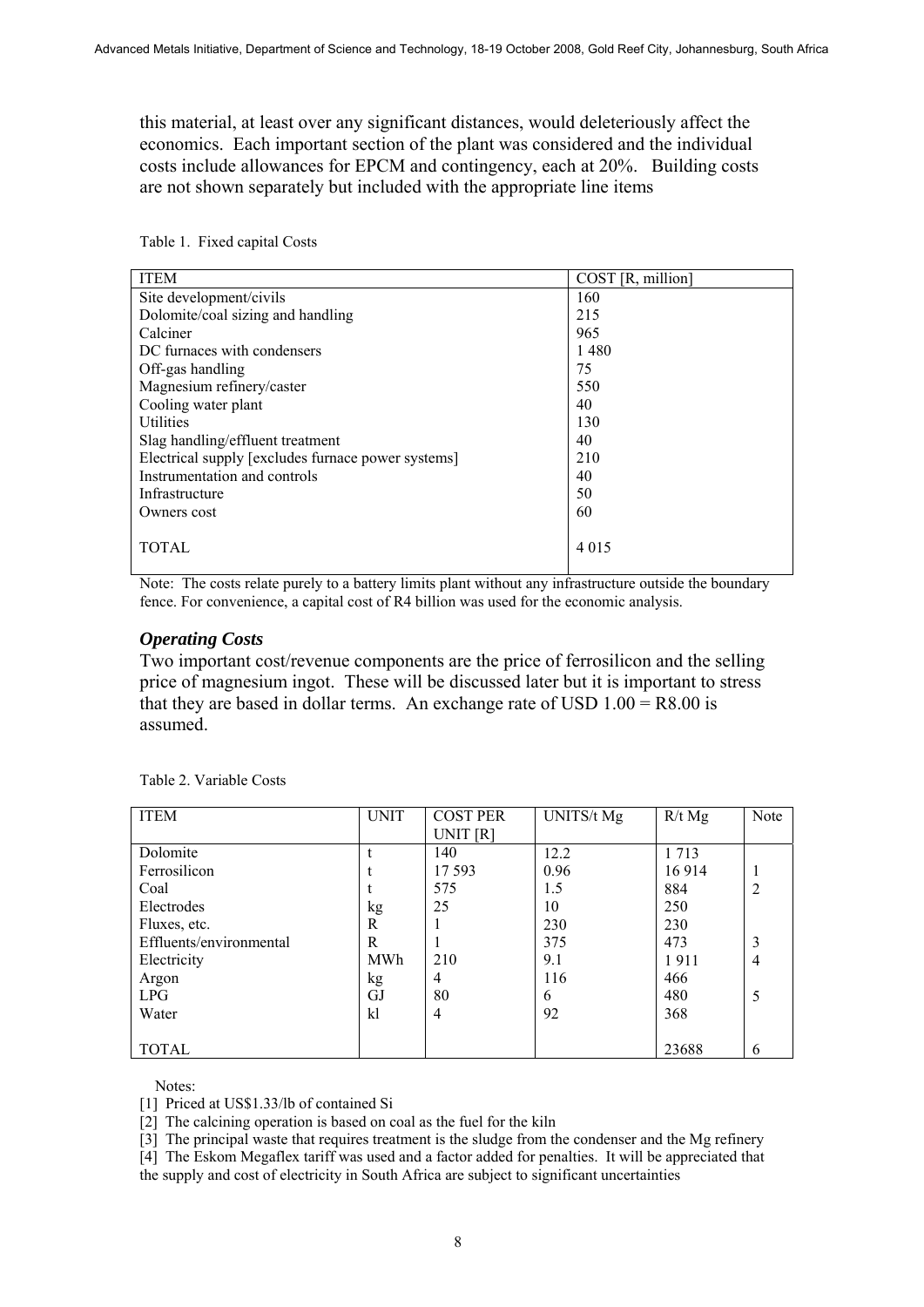this material, at least over any significant distances, would deleteriously affect the economics. Each important section of the plant was considered and the individual costs include allowances for EPCM and contingency, each at 20%. Building costs are not shown separately but included with the appropriate line items

Table 1. Fixed capital Costs

| ITEM | COST [R, million] |
|---|---|
| Site development/civils | 160 |
| Dolomite/coal sizing and handling | 215 |
| Calciner | 965 |
| DC furnaces with condensers | 1 480 |
| Off-gas handling | 75 |
| Magnesium refinery/caster | 550 |
| Cooling water plant | 40 |
| Utilities | 130 |
| Slag handling/effluent treatment | 40 |
| Electrical supply [excludes furnace power systems] | 210 |
| Instrumentation and controls | 40 |
| Infrastructure | 50 |
| Owners cost | 60 |
| TOTAL | 4 015 |

Note: The costs relate purely to a battery limits plant without any infrastructure outside the boundary fence. For convenience, a capital cost of R4 billion was used for the economic analysis.

### *Operating Costs*

Two important cost/revenue components are the price of ferrosilicon and the selling price of magnesium ingot. These will be discussed later but it is important to stress that they are based in dollar terms. An exchange rate of USD 1.00 = R8.00 is assumed.

Table 2. Variable Costs

| ITEM | UNIT | COST PER UNIT [R] | UNITS/t Mg | R/t Mg | Note |
|---|---|---|---|---|---|
| Dolomite | t | 140 | 12.2 | 1 713 | |
| Ferrosilicon | t | 17 593 | 0.96 | 16 914 | 1 |
| Coal | t | 575 | 1.5 | 884 | 2 |
| Electrodes | kg | 25 | 10 | 250 | |
| Fluxes, etc. | R | 1 | 230 | 230 | |
| Effluents/environmental | R | 1 | 375 | 473 | 3 |
| Electricity | MWh | 210 | 9.1 | 1 911 | 4 |
| Argon | kg | 4 | 116 | 466 | |
| LPG | GJ | 80 | 6 | 480 | 5 |
| Water | kl | 4 | 92 | 368 | |
| TOTAL | | | | 23688 | 6 |

Notes:

[1] Priced at US$1.33/lb of contained Si

[2] The calcining operation is based on coal as the fuel for the kiln

[3] The principal waste that requires treatment is the sludge from the condenser and the Mg refinery

[4] The Eskom Megaflex tariff was used and a factor added for penalties. It will be appreciated that the supply and cost of electricity in South Africa are subject to significant uncertainties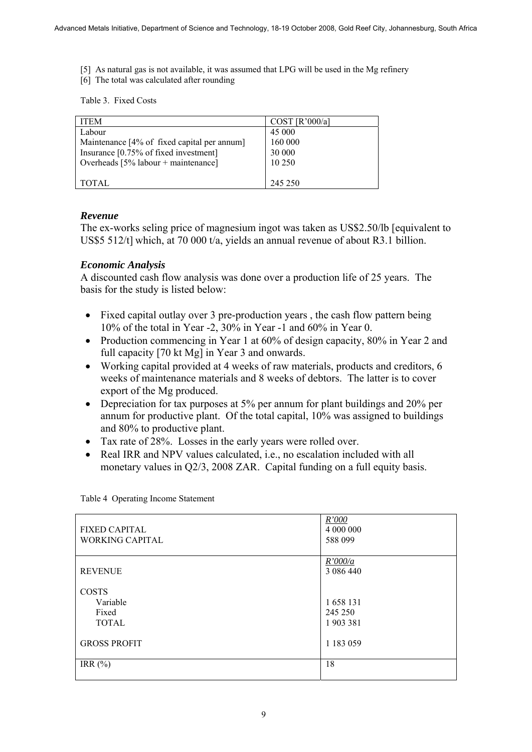[5] As natural gas is not available, it was assumed that LPG will be used in the Mg refinery
[6] The total was calculated after rounding

Table 3. Fixed Costs

| ITEM | COST [R'000/a] |
|---|---|
| Labour | 45 000 |
| Maintenance [4% of fixed capital per annum] | 160 000 |
| Insurance [0.75% of fixed investment] | 30 000 |
| Overheads [5% labour + maintenance] | 10 250 |
| TOTAL | 245 250 |

### *Revenue*

The ex-works seling price of magnesium ingot was taken as US$2.50/lb [equivalent to US$5 512/t] which, at 70 000 t/a, yields an annual revenue of about R3.1 billion.

### *Economic Analysis*

A discounted cash flow analysis was done over a production life of 25 years. The basis for the study is listed below:

- Fixed capital outlay over 3 pre-production years , the cash flow pattern being 10% of the total in Year -2, 30% in Year -1 and 60% in Year 0.
- Production commencing in Year 1 at 60% of design capacity, 80% in Year 2 and full capacity [70 kt Mg] in Year 3 and onwards.
- Working capital provided at 4 weeks of raw materials, products and creditors, 6 weeks of maintenance materials and 8 weeks of debtors. The latter is to cover export of the Mg produced.
- Depreciation for tax purposes at 5% per annum for plant buildings and 20% per annum for productive plant. Of the total capital, 10% was assigned to buildings and 80% to productive plant.
- Tax rate of 28%. Losses in the early years were rolled over.
- Real IRR and NPV values calculated, i.e., no escalation included with all monetary values in Q2/3, 2008 ZAR. Capital funding on a full equity basis.

Table 4 Operating Income Statement

| | *R'000* |
|---|---|
| FIXED CAPITAL | 4 000 000 |
| WORKING CAPITAL | 588 099 |
| | *R'000/a* |
| REVENUE | 3 086 440 |
| COSTS | |
| Variable | 1 658 131 |
| Fixed | 245 250 |
| TOTAL | 1 903 381 |
| GROSS PROFIT | 1 183 059 |
| IRR (%) | 18 |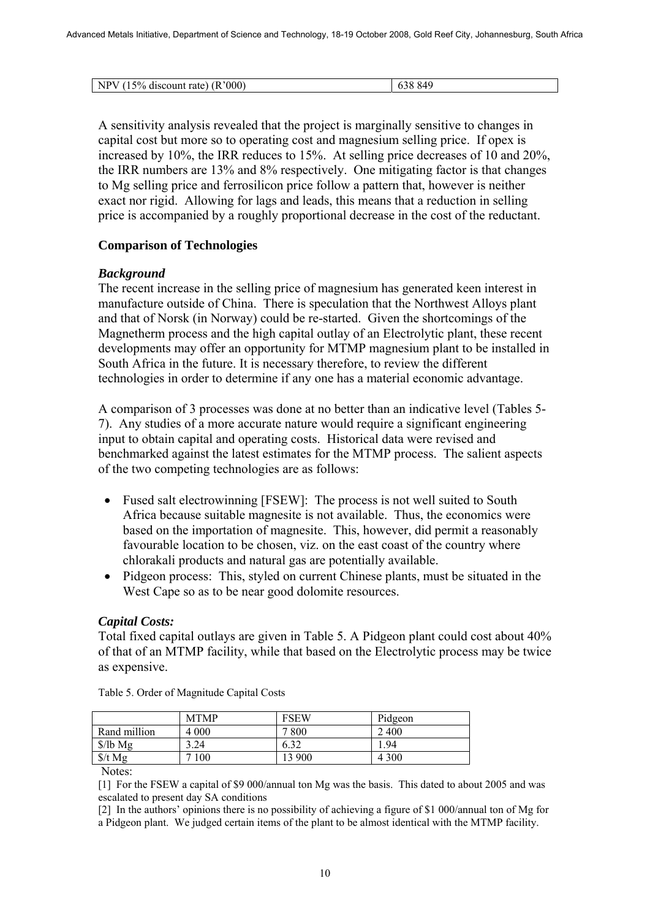| NPV (15% discount rate) (R'000) | 638 849 |
| --- | --- |

A sensitivity analysis revealed that the project is marginally sensitive to changes in capital cost but more so to operating cost and magnesium selling price. If opex is increased by 10%, the IRR reduces to 15%. At selling price decreases of 10 and 20%, the IRR numbers are 13% and 8% respectively. One mitigating factor is that changes to Mg selling price and ferrosilicon price follow a pattern that, however is neither exact nor rigid. Allowing for lags and leads, this means that a reduction in selling price is accompanied by a roughly proportional decrease in the cost of the reductant.

## Comparison of Technologies

### *Background*

The recent increase in the selling price of magnesium has generated keen interest in manufacture outside of China. There is speculation that the Northwest Alloys plant and that of Norsk (in Norway) could be re-started. Given the shortcomings of the Magnetherm process and the high capital outlay of an Electrolytic plant, these recent developments may offer an opportunity for MTMP magnesium plant to be installed in South Africa in the future. It is necessary therefore, to review the different technologies in order to determine if any one has a material economic advantage.

A comparison of 3 processes was done at no better than an indicative level (Tables 5-7). Any studies of a more accurate nature would require a significant engineering input to obtain capital and operating costs. Historical data were revised and benchmarked against the latest estimates for the MTMP process. The salient aspects of the two competing technologies are as follows:

- Fused salt electrowinning [FSEW]: The process is not well suited to South Africa because suitable magnesite is not available. Thus, the economics were based on the importation of magnesite. This, however, did permit a reasonably favourable location to be chosen, viz. on the east coast of the country where chlorakali products and natural gas are potentially available.
- Pidgeon process: This, styled on current Chinese plants, must be situated in the West Cape so as to be near good dolomite resources.

### *Capital Costs:*

Total fixed capital outlays are given in Table 5. A Pidgeon plant could cost about 40% of that of an MTMP facility, while that based on the Electrolytic process may be twice as expensive.

Table 5. Order of Magnitude Capital Costs

| | MTMP | FSEW | Pidgeon |
| --- | --- | --- | --- |
| Rand million | 4 000 | 7 800 | 2 400 |
| $/lb Mg | 3.24 | 6.32 | 1.94 |
| $/t Mg | 7 100 | 13 900 | 4 300 |

Notes:

[1] For the FSEW a capital of $9 000/annual ton Mg was the basis. This dated to about 2005 and was escalated to present day SA conditions

[2] In the authors' opinions there is no possibility of achieving a figure of $1 000/annual ton of Mg for a Pidgeon plant. We judged certain items of the plant to be almost identical with the MTMP facility.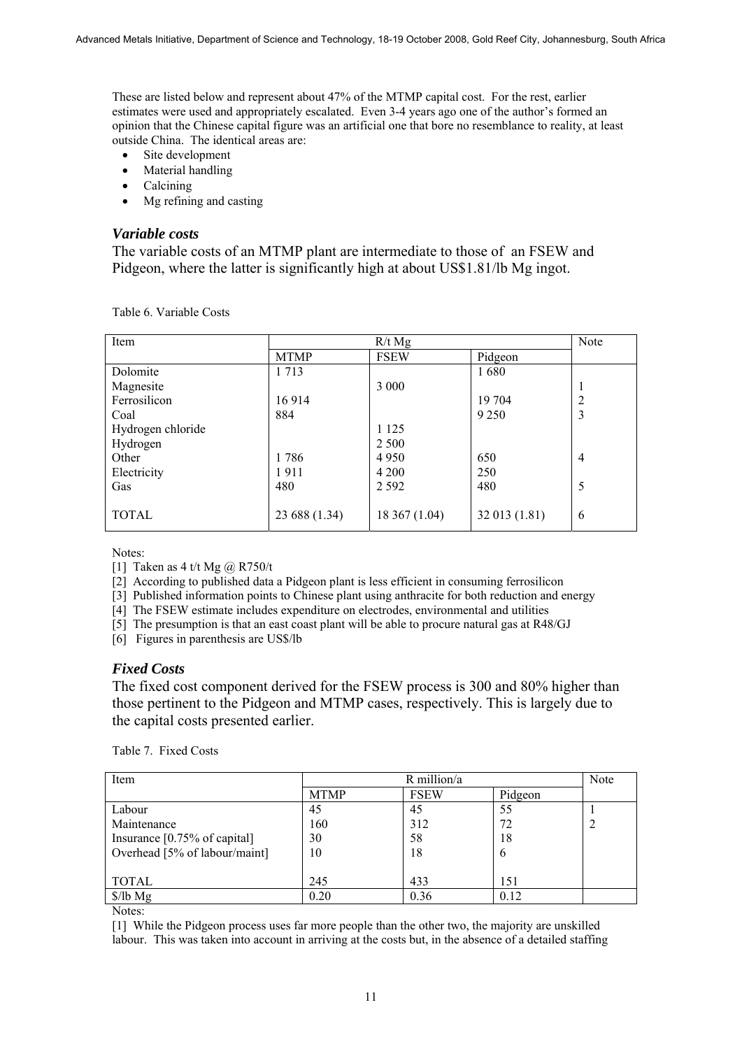These are listed below and represent about 47% of the MTMP capital cost. For the rest, earlier estimates were used and appropriately escalated. Even 3-4 years ago one of the author's formed an opinion that the Chinese capital figure was an artificial one that bore no resemblance to reality, at least outside China. The identical areas are:

- Site development
- Material handling
- Calcining
- Mg refining and casting

### *Variable costs*

The variable costs of an MTMP plant are intermediate to those of an FSEW and Pidgeon, where the latter is significantly high at about US$1.81/lb Mg ingot.

Table 6. Variable Costs

| Item | R/t Mg | | | Note |
|---|---|---|---|---|
| | MTMP | FSEW | Pidgeon | |
| Dolomite | 1 713 | | 1 680 | |
| Magnesite | | 3 000 | | 1 |
| Ferrosilicon | 16 914 | | 19 704 | 2 |
| Coal | 884 | | 9 250 | 3 |
| Hydrogen chloride | | 1 125 | | |
| Hydrogen | | 2 500 | | |
| Other | 1 786 | 4 950 | 650 | 4 |
| Electricity | 1 911 | 4 200 | 250 | |
| Gas | 480 | 2 592 | 480 | 5 |
| TOTAL | 23 688 (1.34) | 18 367 (1.04) | 32 013 (1.81) | 6 |

Notes:

[1] Taken as 4 t/t Mg @ R750/t

[2] According to published data a Pidgeon plant is less efficient in consuming ferrosilicon

[3] Published information points to Chinese plant using anthracite for both reduction and energy

[4] The FSEW estimate includes expenditure on electrodes, environmental and utilities

[5] The presumption is that an east coast plant will be able to procure natural gas at R48/GJ

[6] Figures in parenthesis are US$/lb

### *Fixed Costs*

The fixed cost component derived for the FSEW process is 300 and 80% higher than those pertinent to the Pidgeon and MTMP cases, respectively. This is largely due to the capital costs presented earlier.

Table 7. Fixed Costs

| Item | R million/a | | | Note |
|---|---|---|---|---|
| | MTMP | FSEW | Pidgeon | |
| Labour | 45 | 45 | 55 | 1 |
| Maintenance | 160 | 312 | 72 | 2 |
| Insurance [0.75% of capital] | 30 | 58 | 18 | |
| Overhead [5% of labour/maint] | 10 | 18 | 6 | |
| TOTAL | 245 | 433 | 151 | |
| $/lb Mg | 0.20 | 0.36 | 0.12 | |

Notes:

[1] While the Pidgeon process uses far more people than the other two, the majority are unskilled labour. This was taken into account in arriving at the costs but, in the absence of a detailed staffing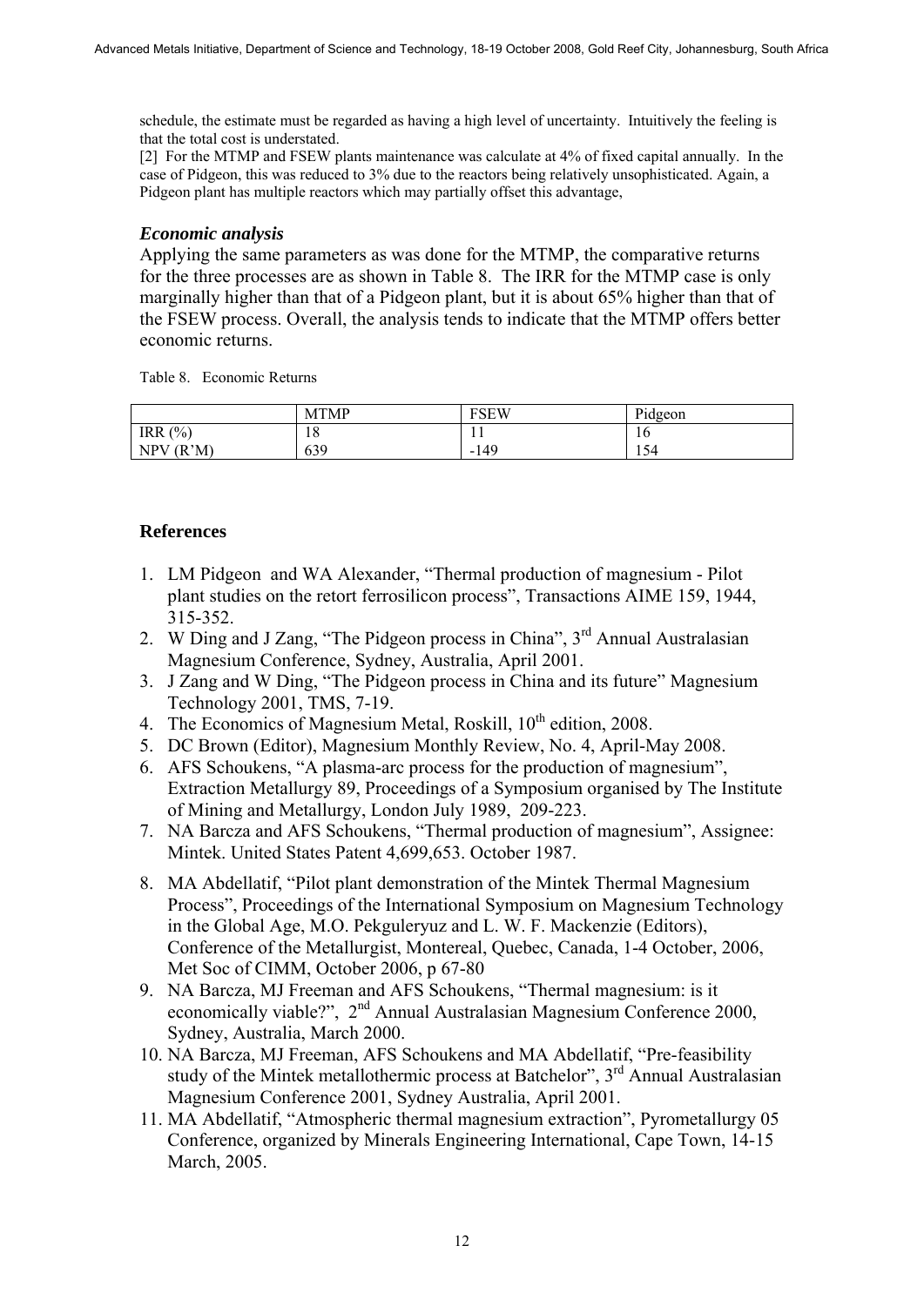schedule, the estimate must be regarded as having a high level of uncertainty. Intuitively the feeling is that the total cost is understated.

[2] For the MTMP and FSEW plants maintenance was calculate at 4% of fixed capital annually. In the case of Pidgeon, this was reduced to 3% due to the reactors being relatively unsophisticated. Again, a Pidgeon plant has multiple reactors which may partially offset this advantage,

### *Economic analysis*

Applying the same parameters as was done for the MTMP, the comparative returns for the three processes are as shown in Table 8. The IRR for the MTMP case is only marginally higher than that of a Pidgeon plant, but it is about 65% higher than that of the FSEW process. Overall, the analysis tends to indicate that the MTMP offers better economic returns.

Table 8. Economic Returns

| | MTMP | FSEW | Pidgeon |
|---|---|---|---|
| IRR (%) | 18 | 11 | 16 |
| NPV (R'M) | 639 | -149 | 154 |

## References

1. LM Pidgeon and WA Alexander, "Thermal production of magnesium - Pilot plant studies on the retort ferrosilicon process", Transactions AIME 159, 1944, 315-352.
2. W Ding and J Zang, "The Pidgeon process in China", 3rd Annual Australasian Magnesium Conference, Sydney, Australia, April 2001.
3. J Zang and W Ding, "The Pidgeon process in China and its future" Magnesium Technology 2001, TMS, 7-19.
4. The Economics of Magnesium Metal, Roskill, 10th edition, 2008.
5. DC Brown (Editor), Magnesium Monthly Review, No. 4, April-May 2008.
6. AFS Schoukens, "A plasma-arc process for the production of magnesium", Extraction Metallurgy 89, Proceedings of a Symposium organised by The Institute of Mining and Metallurgy, London July 1989, 209-223.
7. NA Barcza and AFS Schoukens, "Thermal production of magnesium", Assignee: Mintek. United States Patent 4,699,653. October 1987.
8. MA Abdellatif, "Pilot plant demonstration of the Mintek Thermal Magnesium Process", Proceedings of the International Symposium on Magnesium Technology in the Global Age, M.O. Pekguleryuz and L. W. F. Mackenzie (Editors), Conference of the Metallurgist, Montereal, Quebec, Canada, 1-4 October, 2006, Met Soc of CIMM, October 2006, p 67-80
9. NA Barcza, MJ Freeman and AFS Schoukens, "Thermal magnesium: is it economically viable?", 2nd Annual Australasian Magnesium Conference 2000, Sydney, Australia, March 2000.
10. NA Barcza, MJ Freeman, AFS Schoukens and MA Abdellatif, "Pre-feasibility study of the Mintek metallothermic process at Batchelor", 3rd Annual Australasian Magnesium Conference 2001, Sydney Australia, April 2001.
11. MA Abdellatif, "Atmospheric thermal magnesium extraction", Pyrometallurgy 05 Conference, organized by Minerals Engineering International, Cape Town, 14-15 March, 2005.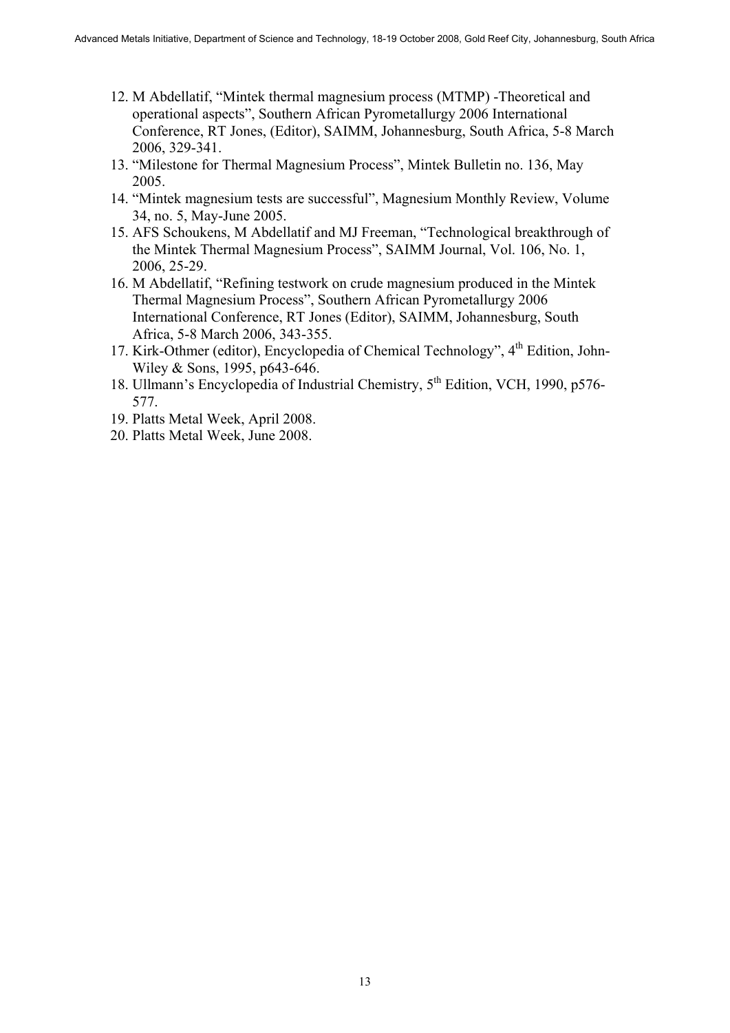12. M Abdellatif, “Mintek thermal magnesium process (MTMP) -Theoretical and operational aspects”, Southern African Pyrometallurgy 2006 International Conference, RT Jones, (Editor), SAIMM, Johannesburg, South Africa, 5-8 March 2006, 329-341.
13. “Milestone for Thermal Magnesium Process”, Mintek Bulletin no. 136, May 2005.
14. “Mintek magnesium tests are successful”, Magnesium Monthly Review, Volume 34, no. 5, May-June 2005.
15. AFS Schoukens, M Abdellatif and MJ Freeman, “Technological breakthrough of the Mintek Thermal Magnesium Process”, SAIMM Journal, Vol. 106, No. 1, 2006, 25-29.
16. M Abdellatif, “Refining testwork on crude magnesium produced in the Mintek Thermal Magnesium Process”, Southern African Pyrometallurgy 2006 International Conference, RT Jones (Editor), SAIMM, Johannesburg, South Africa, 5-8 March 2006, 343-355.
17. Kirk-Othmer (editor), Encyclopedia of Chemical Technology”, 4th Edition, John-Wiley & Sons, 1995, p643-646.
18. Ullmann’s Encyclopedia of Industrial Chemistry, 5th Edition, VCH, 1990, p576-577.
19. Platts Metal Week, April 2008.
20. Platts Metal Week, June 2008.